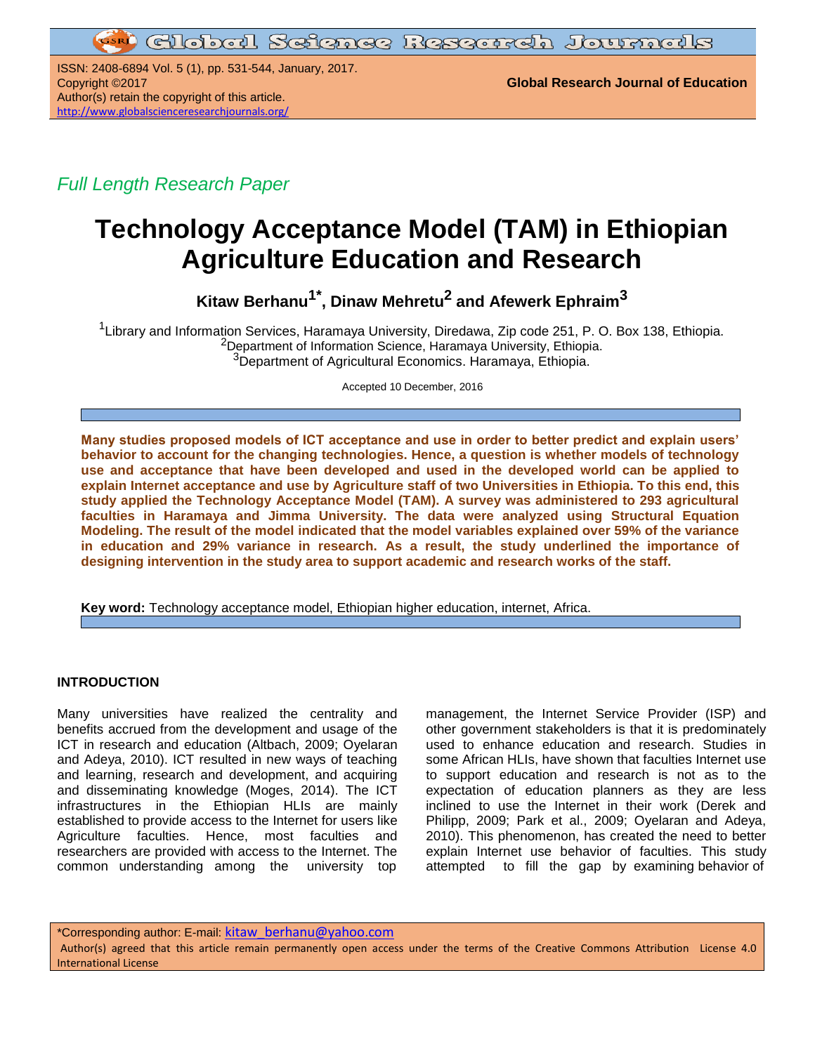*Full Length Research Paper*

# Technology Acceptance Model (TAM) in Ethiopian Agriculture Education and Research

**Kitaw Berhanu[1*], Dinaw Mehretu[2] and Afewerk Ephraim[3]**

[1]Library and Information Services, Haramaya University, Diredawa, Zip code 251, P. O. Box 138, Ethiopia.
[2]Department of Information Science, Haramaya University, Ethiopia.
[3]Department of Agricultural Economics. Haramaya, Ethiopia.

Accepted 10 December, 2016

**Many studies proposed models of ICT acceptance and use in order to better predict and explain users' behavior to account for the changing technologies. Hence, a question is whether models of technology use and acceptance that have been developed and used in the developed world can be applied to explain Internet acceptance and use by Agriculture staff of two Universities in Ethiopia. To this end, this study applied the Technology Acceptance Model (TAM). A survey was administered to 293 agricultural faculties in Haramaya and Jimma University. The data were analyzed using Structural Equation Modeling. The result of the model indicated that the model variables explained over 59% of the variance in education and 29% variance in research. As a result, the study underlined the importance of designing intervention in the study area to support academic and research works of the staff.**

**Key word:** Technology acceptance model, Ethiopian higher education, internet, Africa.

## INTRODUCTION

Many universities have realized the centrality and benefits accrued from the development and usage of the ICT in research and education (Altbach, 2009; Oyelaran and Adeya, 2010). ICT resulted in new ways of teaching and learning, research and development, and acquiring and disseminating knowledge (Moges, 2014). The ICT infrastructures in the Ethiopian HLIs are mainly established to provide access to the Internet for users like Agriculture faculties. Hence, most faculties and researchers are provided with access to the Internet. The common understanding among the university top management, the Internet Service Provider (ISP) and other government stakeholders is that it is predominately used to enhance education and research. Studies in some African HLIs, have shown that faculties Internet use to support education and research is not as to the expectation of education planners as they are less inclined to use the Internet in their work (Derek and Philipp, 2009; Park et al., 2009; Oyelaran and Adeya, 2010). This phenomenon, has created the need to better explain Internet use behavior of faculties. This study attempted to fill the gap by examining behavior of

*Corresponding author: E-mail: kitaw_berhanu@yahoo.com
Author(s) agreed that this article remain permanently open access under the terms of the Creative Commons Attribution License 4.0 International License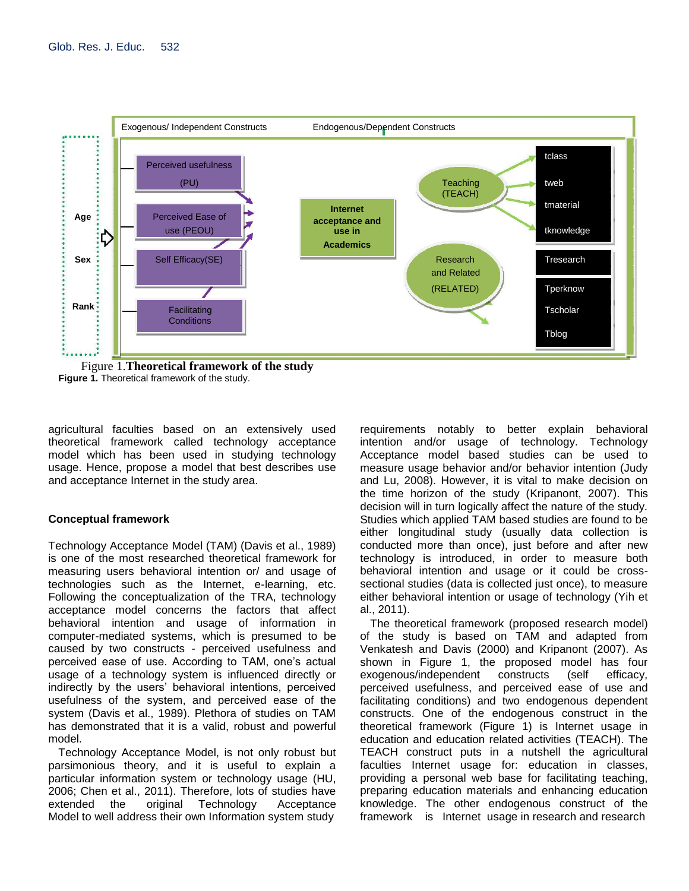Figure 1. **Theoretical framework of the study**

**Figure 1.** Theoretical framework of the study.

agricultural faculties based on an extensively used theoretical framework called technology acceptance model which has been used in studying technology usage. Hence, propose a model that best describes use and acceptance Internet in the study area.

## Conceptual framework

Technology Acceptance Model (TAM) (Davis et al., 1989) is one of the most researched theoretical framework for measuring users behavioral intention or/ and usage of technologies such as the Internet, e-learning, etc. Following the conceptualization of the TRA, technology acceptance model concerns the factors that affect behavioral intention and usage of information in computer-mediated systems, which is presumed to be caused by two constructs - perceived usefulness and perceived ease of use. According to TAM, one's actual usage of a technology system is influenced directly or indirectly by the users' behavioral intentions, perceived usefulness of the system, and perceived ease of the system (Davis et al., 1989). Plethora of studies on TAM has demonstrated that it is a valid, robust and powerful model.

Technology Acceptance Model, is not only robust but parsimonious theory, and it is useful to explain a particular information system or technology usage (HU, 2006; Chen et al., 2011). Therefore, lots of studies have extended the original Technology Acceptance Model to well address their own Information system study requirements notably to better explain behavioral intention and/or usage of technology. Technology Acceptance model based studies can be used to measure usage behavior and/or behavior intention (Judy and Lu, 2008). However, it is vital to make decision on the time horizon of the study (Kripanont, 2007). This decision will in turn logically affect the nature of the study. Studies which applied TAM based studies are found to be either longitudinal study (usually data collection is conducted more than once), just before and after new technology is introduced, in order to measure both behavioral intention and usage or it could be cross-sectional studies (data is collected just once), to measure either behavioral intention or usage of technology (Yih et al., 2011).

The theoretical framework (proposed research model) of the study is based on TAM and adapted from Venkatesh and Davis (2000) and Kripanont (2007). As shown in Figure 1, the proposed model has four exogenous/independent constructs (self efficacy, perceived usefulness, and perceived ease of use and facilitating conditions) and two endogenous dependent constructs. One of the endogenous construct in the theoretical framework (Figure 1) is Internet usage in education and education related activities (TEACH). The TEACH construct puts in a nutshell the agricultural faculties Internet usage for: education in classes, providing a personal web base for facilitating teaching, preparing education materials and enhancing education knowledge. The other endogenous construct of the framework is Internet usage in research and research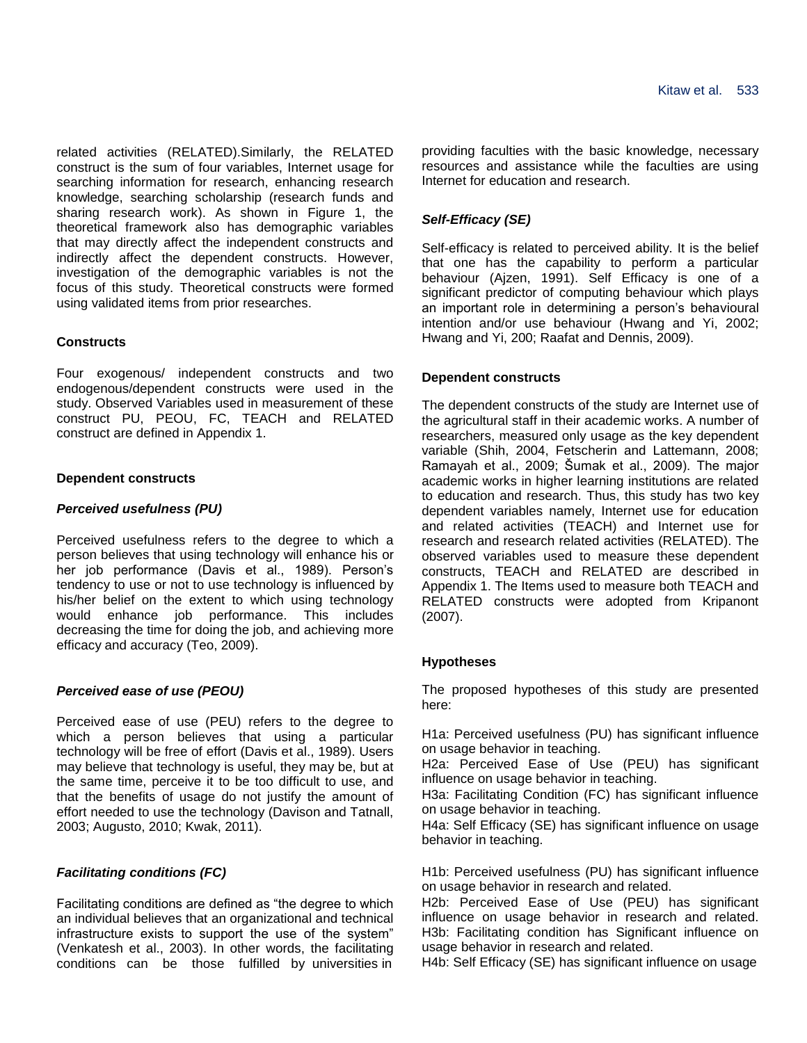related activities (RELATED).Similarly, the RELATED construct is the sum of four variables, Internet usage for searching information for research, enhancing research knowledge, searching scholarship (research funds and sharing research work). As shown in Figure 1, the theoretical framework also has demographic variables that may directly affect the independent constructs and indirectly affect the dependent constructs. However, investigation of the demographic variables is not the focus of this study. Theoretical constructs were formed using validated items from prior researches.

### Constructs

Four exogenous/ independent constructs and two endogenous/dependent constructs were used in the study. Observed Variables used in measurement of these construct PU, PEOU, FC, TEACH and RELATED construct are defined in Appendix 1.

### Dependent constructs

#### *Perceived usefulness (PU)*

Perceived usefulness refers to the degree to which a person believes that using technology will enhance his or her job performance (Davis et al., 1989). Person's tendency to use or not to use technology is influenced by his/her belief on the extent to which using technology would enhance job performance. This includes decreasing the time for doing the job, and achieving more efficacy and accuracy (Teo, 2009).

#### *Perceived ease of use (PEOU)*

Perceived ease of use (PEU) refers to the degree to which a person believes that using a particular technology will be free of effort (Davis et al., 1989). Users may believe that technology is useful, they may be, but at the same time, perceive it to be too difficult to use, and that the benefits of usage do not justify the amount of effort needed to use the technology (Davison and Tatnall, 2003; Augusto, 2010; Kwak, 2011).

#### *Facilitating conditions (FC)*

Facilitating conditions are defined as "the degree to which an individual believes that an organizational and technical infrastructure exists to support the use of the system" (Venkatesh et al., 2003). In other words, the facilitating conditions can be those fulfilled by universities in providing faculties with the basic knowledge, necessary resources and assistance while the faculties are using Internet for education and research.

#### *Self-Efficacy (SE)*

Self-efficacy is related to perceived ability. It is the belief that one has the capability to perform a particular behaviour (Ajzen, 1991). Self Efficacy is one of a significant predictor of computing behaviour which plays an important role in determining a person's behavioural intention and/or use behaviour (Hwang and Yi, 2002; Hwang and Yi, 200; Raafat and Dennis, 2009).

### Dependent constructs

The dependent constructs of the study are Internet use of the agricultural staff in their academic works. A number of researchers, measured only usage as the key dependent variable (Shih, 2004, Fetscherin and Lattemann, 2008; Ramayah et al., 2009; Šumak et al., 2009). The major academic works in higher learning institutions are related to education and research. Thus, this study has two key dependent variables namely, Internet use for education and related activities (TEACH) and Internet use for research and research related activities (RELATED). The observed variables used to measure these dependent constructs, TEACH and RELATED are described in Appendix 1. The Items used to measure both TEACH and RELATED constructs were adopted from Kripanont (2007).

### Hypotheses

The proposed hypotheses of this study are presented here:

H1a: Perceived usefulness (PU) has significant influence on usage behavior in teaching.
H2a: Perceived Ease of Use (PEU) has significant influence on usage behavior in teaching.
H3a: Facilitating Condition (FC) has significant influence on usage behavior in teaching.
H4a: Self Efficacy (SE) has significant influence on usage behavior in teaching.

H1b: Perceived usefulness (PU) has significant influence on usage behavior in research and related.
H2b: Perceived Ease of Use (PEU) has significant influence on usage behavior in research and related.
H3b: Facilitating condition has Significant influence on usage behavior in research and related.
H4b: Self Efficacy (SE) has significant influence on usage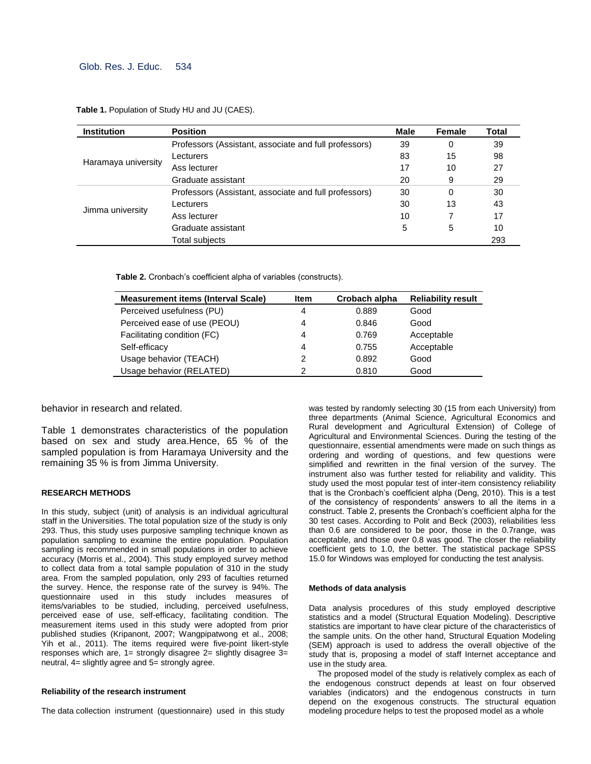**Table 1.** Population of Study HU and JU (CAES).

| Institution | Position | Male | Female | Total |
|---|---|---|---|---|
| Haramaya university | Professors (Assistant, associate and full professors) | 39 | 0 | 39 |
| | Lecturers | 83 | 15 | 98 |
| | Ass lecturer | 17 | 10 | 27 |
| | Graduate assistant | 20 | 9 | 29 |
| Jimma university | Professors (Assistant, associate and full professors) | 30 | 0 | 30 |
| | Lecturers | 30 | 13 | 43 |
| | Ass lecturer | 10 | 7 | 17 |
| | Graduate assistant | 5 | 5 | 10 |
| | Total subjects | | | 293 |

**Table 2.** Cronbach's coefficient alpha of variables (constructs).

| Measurement items (Interval Scale) | Item | Crobach alpha | Reliability result |
|---|---|---|---|
| Perceived usefulness (PU) | 4 | 0.889 | Good |
| Perceived ease of use (PEOU) | 4 | 0.846 | Good |
| Facilitating condition (FC) | 4 | 0.769 | Acceptable |
| Self-efficacy | 4 | 0.755 | Acceptable |
| Usage behavior (TEACH) | 2 | 0.892 | Good |
| Usage behavior (RELATED) | 2 | 0.810 | Good |

behavior in research and related.

Table 1 demonstrates characteristics of the population based on sex and study area.Hence, 65 % of the sampled population is from Haramaya University and the remaining 35 % is from Jimma University.

#### RESEARCH METHODS

In this study, subject (unit) of analysis is an individual agricultural staff in the Universities. The total population size of the study is only 293. Thus, this study uses purposive sampling technique known as population sampling to examine the entire population. Population sampling is recommended in small populations in order to achieve accuracy (Morris et al., 2004). This study employed survey method to collect data from a total sample population of 310 in the study area. From the sampled population, only 293 of faculties returned the survey. Hence, the response rate of the survey is 94%. The questionnaire used in this study includes measures of items/variables to be studied, including, perceived usefulness, perceived ease of use, self-efficacy, facilitating condition. The measurement items used in this study were adopted from prior published studies (Kripanont, 2007; Wangpipatwong et al., 2008; Yih et al., 2011). The items required were five-point likert-style responses which are, 1= strongly disagree 2= slightly disagree 3= neutral, 4= slightly agree and 5= strongly agree.

#### Reliability of the research instrument

The data collection instrument (questionnaire) used in this study was tested by randomly selecting 30 (15 from each University) from three departments (Animal Science, Agricultural Economics and Rural development and Agricultural Extension) of College of Agricultural and Environmental Sciences. During the testing of the questionnaire, essential amendments were made on such things as ordering and wording of questions, and few questions were simplified and rewritten in the final version of the survey. The instrument also was further tested for reliability and validity. This study used the most popular test of inter-item consistency reliability that is the Cronbach's coefficient alpha (Deng, 2010). This is a test of the consistency of respondents' answers to all the items in a construct. Table 2, presents the Cronbach's coefficient alpha for the 30 test cases. According to Polit and Beck (2003), reliabilities less than 0.6 are considered to be poor, those in the 0.7range, was acceptable, and those over 0.8 was good. The closer the reliability coefficient gets to 1.0, the better. The statistical package SPSS 15.0 for Windows was employed for conducting the test analysis.

#### Methods of data analysis

Data analysis procedures of this study employed descriptive statistics and a model (Structural Equation Modeling). Descriptive statistics are important to have clear picture of the characteristics of the sample units. On the other hand, Structural Equation Modeling (SEM) approach is used to address the overall objective of the study that is, proposing a model of staff Internet acceptance and use in the study area.

The proposed model of the study is relatively complex as each of the endogenous construct depends at least on four observed variables (indicators) and the endogenous constructs in turn depend on the exogenous constructs. The structural equation modeling procedure helps to test the proposed model as a whole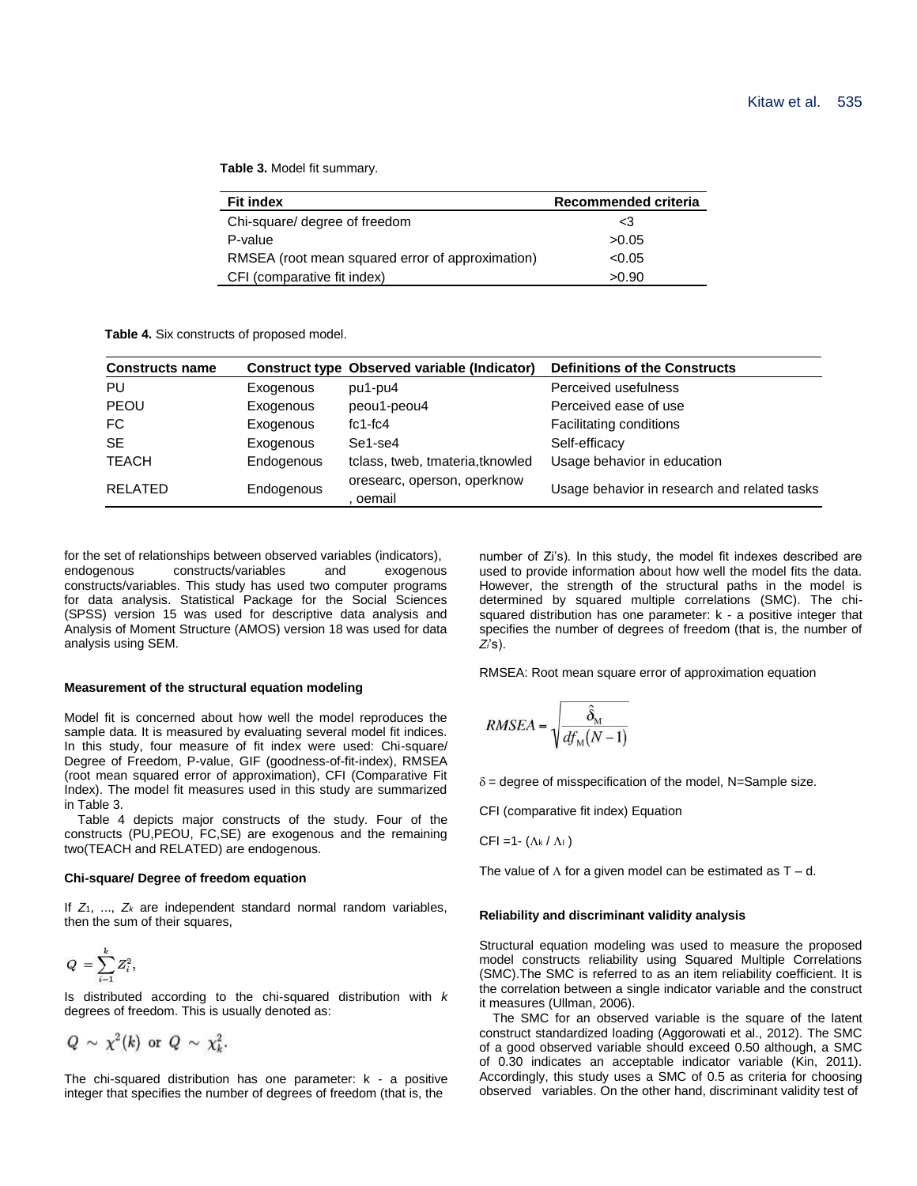**Table 3.** Model fit summary.

| Fit index | Recommended criteria |
|---|---|
| Chi-square/ degree of freedom | <3 |
| P-value | >0.05 |
| RMSEA (root mean squared error of approximation) | <0.05 |
| CFI (comparative fit index) | >0.90 |

**Table 4.** Six constructs of proposed model.

| Constructs name | Construct type | Observed variable (Indicator) | Definitions of the Constructs |
|---|---|---|---|
| PU | Exogenous | pu1-pu4 | Perceived usefulness |
| PEOU | Exogenous | peou1-peou4 | Perceived ease of use |
| FC | Exogenous | fc1-fc4 | Facilitating conditions |
| SE | Exogenous | Se1-se4 | Self-efficacy |
| TEACH | Endogenous | tclass, tweb, tmateria,tknowled | Usage behavior in education |
| RELATED | Endogenous | oresearc, operson, operknow , oemail | Usage behavior in research and related tasks |

for the set of relationships between observed variables (indicators), endogenous constructs/variables and exogenous constructs/variables. This study has used two computer programs for data analysis. Statistical Package for the Social Sciences (SPSS) version 15 was used for descriptive data analysis and Analysis of Moment Structure (AMOS) version 18 was used for data analysis using SEM.

### Measurement of the structural equation modeling

Model fit is concerned about how well the model reproduces the sample data. It is measured by evaluating several model fit indices. In this study, four measure of fit index were used: Chi-square/ Degree of Freedom, P-value, GIF (goodness-of-fit-index), RMSEA (root mean squared error of approximation), CFI (Comparative Fit Index). The model fit measures used in this study are summarized in Table 3.

Table 4 depicts major constructs of the study. Four of the constructs (PU,PEOU, FC,SE) are exogenous and the remaining two(TEACH and RELATED) are endogenous.

### Chi-square/ Degree of freedom equation

If $Z_1, \ldots, Z_k$ are independent standard normal random variables, then the sum of their squares,

$$Q = \sum_{i=1}^{k} Z_i^2,$$

Is distributed according to the chi-squared distribution with $k$ degrees of freedom. This is usually denoted as:

$$Q \sim \chi^2(k) \text{ or } Q \sim \chi_k^2.$$

The chi-squared distribution has one parameter: k - a positive integer that specifies the number of degrees of freedom (that is, the number of Zi's). In this study, the model fit indexes described are used to provide information about how well the model fits the data. However, the strength of the structural paths in the model is determined by squared multiple correlations (SMC). The chi-squared distribution has one parameter: k - a positive integer that specifies the number of degrees of freedom (that is, the number of $Z_i$'s).

RMSEA: Root mean square error of approximation equation

$$RMSEA = \sqrt{\frac{\hat{\delta}_M}{df_M(N-1)}}$$

$\delta$ = degree of misspecification of the model, N=Sample size.

CFI (comparative fit index) Equation

CFI =1- $(\Lambda_k / \Lambda_I)$

The value of $\Lambda$ for a given model can be estimated as T – d.

### Reliability and discriminant validity analysis

Structural equation modeling was used to measure the proposed model constructs reliability using Squared Multiple Correlations (SMC).The SMC is referred to as an item reliability coefficient. It is the correlation between a single indicator variable and the construct it measures (Ullman, 2006).

The SMC for an observed variable is the square of the latent construct standardized loading (Aggorowati et al., 2012). The SMC of a good observed variable should exceed 0.50 although, a SMC of 0.30 indicates an acceptable indicator variable (Kin, 2011). Accordingly, this study uses a SMC of 0.5 as criteria for choosing observed variables. On the other hand, discriminant validity test of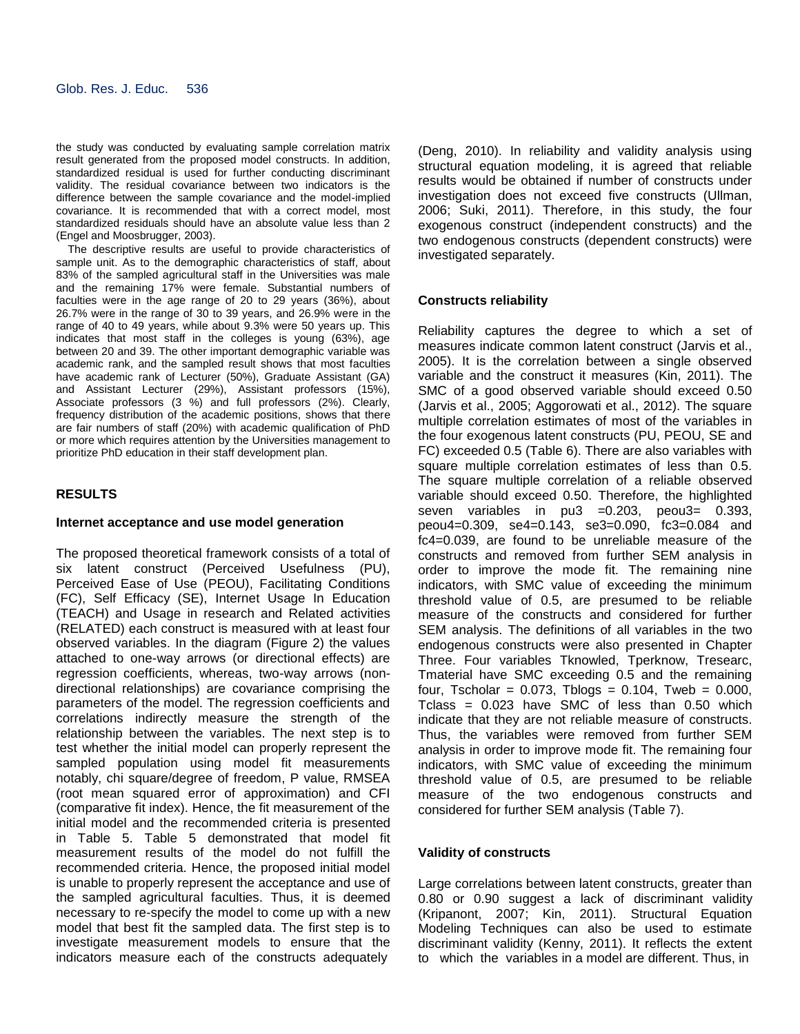the study was conducted by evaluating sample correlation matrix result generated from the proposed model constructs. In addition, standardized residual is used for further conducting discriminant validity. The residual covariance between two indicators is the difference between the sample covariance and the model-implied covariance. It is recommended that with a correct model, most standardized residuals should have an absolute value less than 2 (Engel and Moosbrugger, 2003).

The descriptive results are useful to provide characteristics of sample unit. As to the demographic characteristics of staff, about 83% of the sampled agricultural staff in the Universities was male and the remaining 17% were female. Substantial numbers of faculties were in the age range of 20 to 29 years (36%), about 26.7% were in the range of 30 to 39 years, and 26.9% were in the range of 40 to 49 years, while about 9.3% were 50 years up. This indicates that most staff in the colleges is young (63%), age between 20 and 39. The other important demographic variable was academic rank, and the sampled result shows that most faculties have academic rank of Lecturer (50%), Graduate Assistant (GA) and Assistant Lecturer (29%), Assistant professors (15%), Associate professors (3 %) and full professors (2%). Clearly, frequency distribution of the academic positions, shows that there are fair numbers of staff (20%) with academic qualification of PhD or more which requires attention by the Universities management to prioritize PhD education in their staff development plan.

## RESULTS

### Internet acceptance and use model generation

The proposed theoretical framework consists of a total of six latent construct (Perceived Usefulness (PU), Perceived Ease of Use (PEOU), Facilitating Conditions (FC), Self Efficacy (SE), Internet Usage In Education (TEACH) and Usage in research and Related activities (RELATED) each construct is measured with at least four observed variables. In the diagram (Figure 2) the values attached to one-way arrows (or directional effects) are regression coefficients, whereas, two-way arrows (non-directional relationships) are covariance comprising the parameters of the model. The regression coefficients and correlations indirectly measure the strength of the relationship between the variables. The next step is to test whether the initial model can properly represent the sampled population using model fit measurements notably, chi square/degree of freedom, P value, RMSEA (root mean squared error of approximation) and CFI (comparative fit index). Hence, the fit measurement of the initial model and the recommended criteria is presented in Table 5. Table 5 demonstrated that model fit measurement results of the model do not fulfill the recommended criteria. Hence, the proposed initial model is unable to properly represent the acceptance and use of the sampled agricultural faculties. Thus, it is deemed necessary to re-specify the model to come up with a new model that best fit the sampled data. The first step is to investigate measurement models to ensure that the indicators measure each of the constructs adequately (Deng, 2010). In reliability and validity analysis using structural equation modeling, it is agreed that reliable results would be obtained if number of constructs under investigation does not exceed five constructs (Ullman, 2006; Suki, 2011). Therefore, in this study, the four exogenous construct (independent constructs) and the two endogenous constructs (dependent constructs) were investigated separately.

### Constructs reliability

Reliability captures the degree to which a set of measures indicate common latent construct (Jarvis et al., 2005). It is the correlation between a single observed variable and the construct it measures (Kin, 2011). The SMC of a good observed variable should exceed 0.50 (Jarvis et al., 2005; Aggorowati et al., 2012). The square multiple correlation estimates of most of the variables in the four exogenous latent constructs (PU, PEOU, SE and FC) exceeded 0.5 (Table 6). There are also variables with square multiple correlation estimates of less than 0.5. The square multiple correlation of a reliable observed variable should exceed 0.50. Therefore, the highlighted seven variables in pu3 =0.203, peou3= 0.393, peou4=0.309, se4=0.143, se3=0.090, fc3=0.084 and fc4=0.039, are found to be unreliable measure of the constructs and removed from further SEM analysis in order to improve the mode fit. The remaining nine indicators, with SMC value of exceeding the minimum threshold value of 0.5, are presumed to be reliable measure of the constructs and considered for further SEM analysis. The definitions of all variables in the two endogenous constructs were also presented in Chapter Three. Four variables Tknowled, Tperknow, Tresearc, Tmaterial have SMC exceeding 0.5 and the remaining four, Tscholar = 0.073, Tblogs = 0.104, Tweb = 0.000, Tclass = 0.023 have SMC of less than 0.50 which indicate that they are not reliable measure of constructs. Thus, the variables were removed from further SEM analysis in order to improve mode fit. The remaining four indicators, with SMC value of exceeding the minimum threshold value of 0.5, are presumed to be reliable measure of the two endogenous constructs and considered for further SEM analysis (Table 7).

### Validity of constructs

Large correlations between latent constructs, greater than 0.80 or 0.90 suggest a lack of discriminant validity (Kripanont, 2007; Kin, 2011). Structural Equation Modeling Techniques can also be used to estimate discriminant validity (Kenny, 2011). It reflects the extent to which the variables in a model are different. Thus, in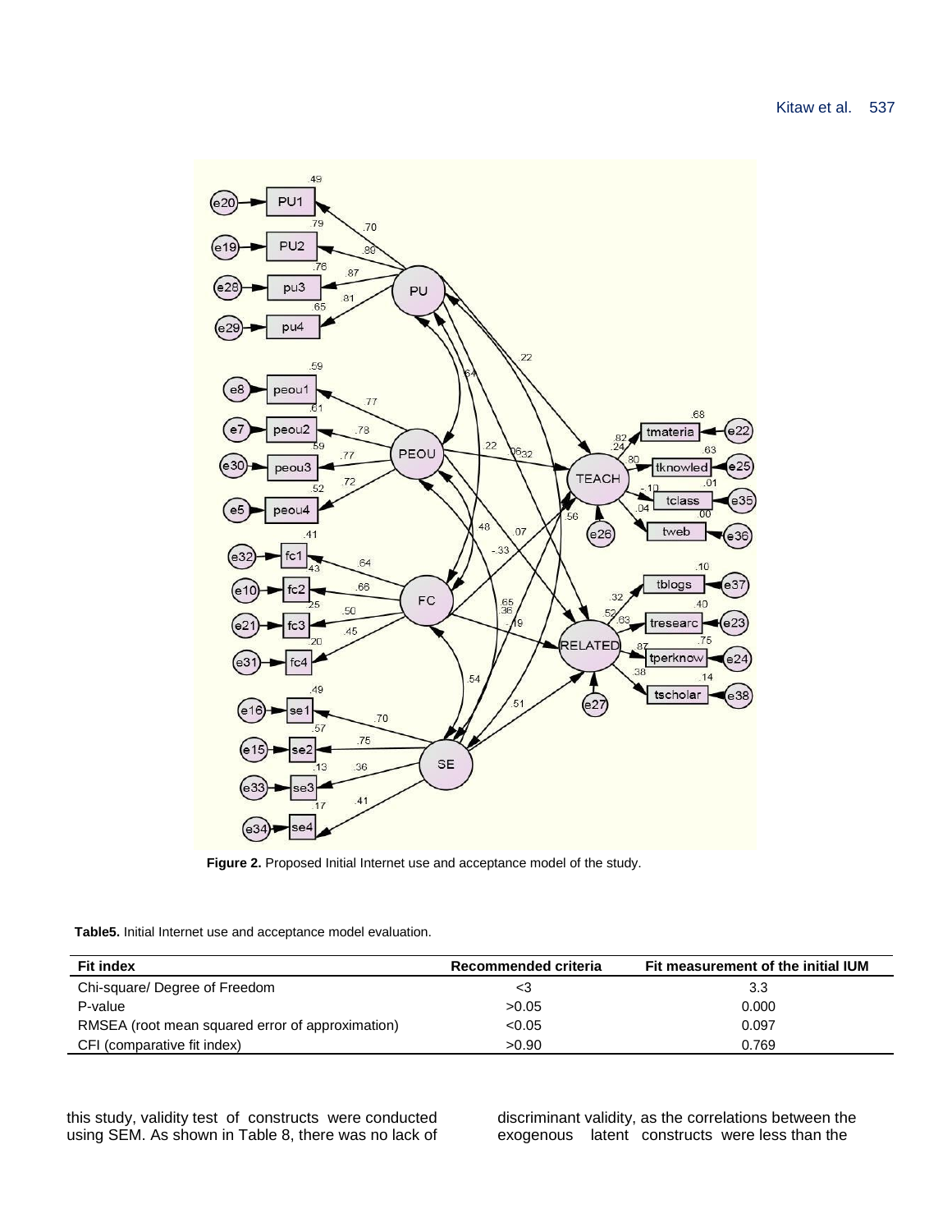**Figure 2.** Proposed Initial Internet use and acceptance model of the study.

**Table5.** Initial Internet use and acceptance model evaluation.

| Fit index | Recommended criteria | Fit measurement of the initial IUM |
|---|---|---|
| Chi-square/ Degree of Freedom | <3 | 3.3 |
| P-value | >0.05 | 0.000 |
| RMSEA (root mean squared error of approximation) | <0.05 | 0.097 |
| CFI (comparative fit index) | >0.90 | 0.769 |

this study, validity test of constructs were conducted using SEM. As shown in Table 8, there was no lack of discriminant validity, as the correlations between the exogenous latent constructs were less than the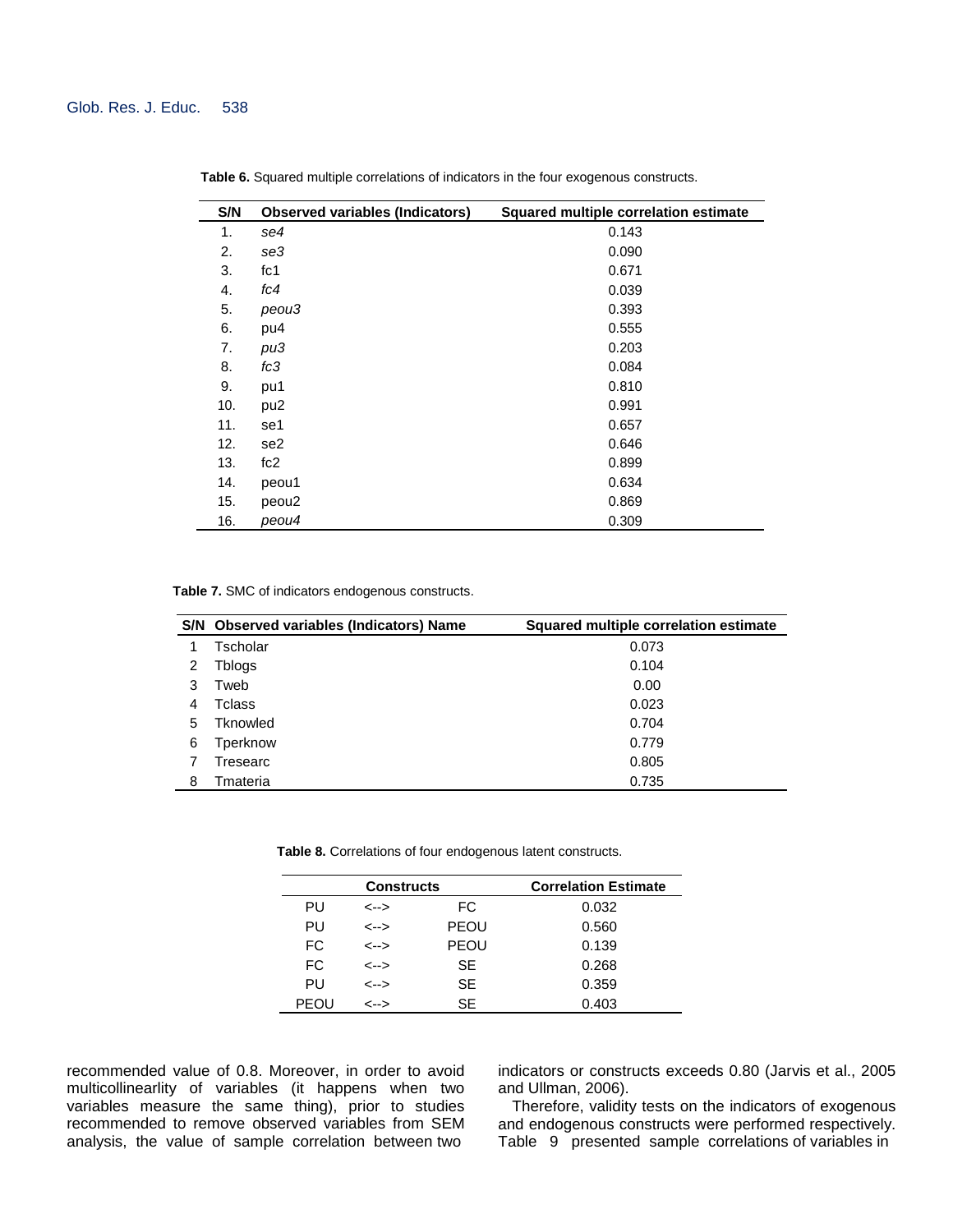**Table 6.** Squared multiple correlations of indicators in the four exogenous constructs.

| S/N | Observed variables (Indicators) | Squared multiple correlation estimate |
|---|---|---|
| 1. | *se4* | 0.143 |
| 2. | *se3* | 0.090 |
| 3. | fc1 | 0.671 |
| 4. | *fc4* | 0.039 |
| 5. | *peou3* | 0.393 |
| 6. | pu4 | 0.555 |
| 7. | *pu3* | 0.203 |
| 8. | *fc3* | 0.084 |
| 9. | pu1 | 0.810 |
| 10. | pu2 | 0.991 |
| 11. | se1 | 0.657 |
| 12. | se2 | 0.646 |
| 13. | fc2 | 0.899 |
| 14. | peou1 | 0.634 |
| 15. | peou2 | 0.869 |
| 16. | *peou4* | 0.309 |

**Table 7.** SMC of indicators endogenous constructs.

| S/N | Observed variables (Indicators) Name | Squared multiple correlation estimate |
|---|---|---|
| 1 | Tscholar | 0.073 |
| 2 | Tblogs | 0.104 |
| 3 | Tweb | 0.00 |
| 4 | Tclass | 0.023 |
| 5 | Tknowled | 0.704 |
| 6 | Tperknow | 0.779 |
| 7 | Tresearc | 0.805 |
| 8 | Tmateria | 0.735 |

**Table 8.** Correlations of four endogenous latent constructs.

| Constructs | | | Correlation Estimate |
|---|---|---|---|
| PU | <--> | FC | 0.032 |
| PU | <--> | PEOU | 0.560 |
| FC | <--> | PEOU | 0.139 |
| FC | <--> | SE | 0.268 |
| PU | <--> | SE | 0.359 |
| PEOU | <--> | SE | 0.403 |

recommended value of 0.8. Moreover, in order to avoid multicollinearlity of variables (it happens when two variables measure the same thing), prior to studies recommended to remove observed variables from SEM analysis, the value of sample correlation between two indicators or constructs exceeds 0.80 (Jarvis et al., 2005 and Ullman, 2006).

Therefore, validity tests on the indicators of exogenous and endogenous constructs were performed respectively. Table 9 presented sample correlations of variables in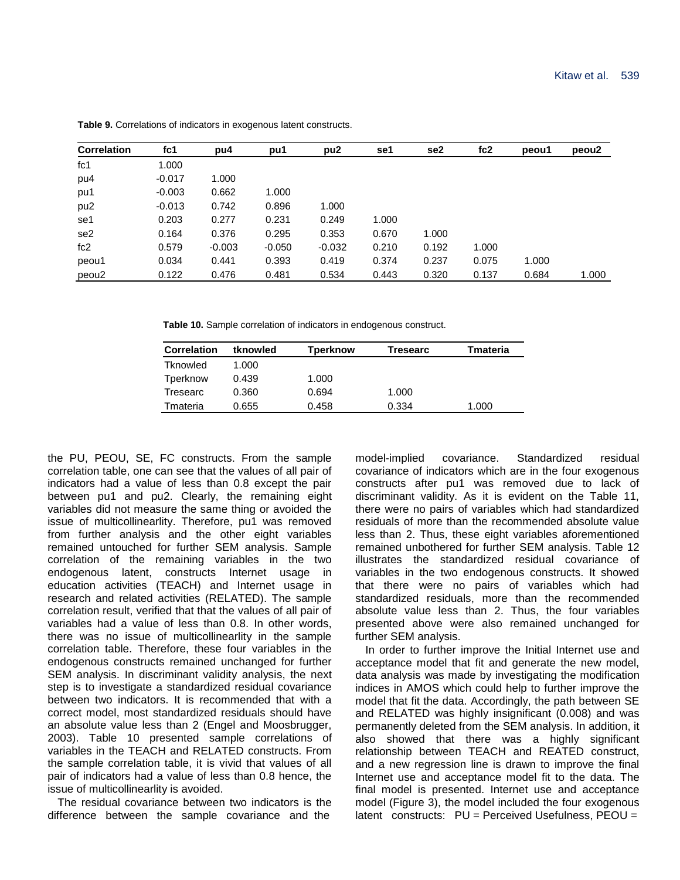**Table 9.** Correlations of indicators in exogenous latent constructs.

| Correlation | fc1 | pu4 | pu1 | pu2 | se1 | se2 | fc2 | peou1 | peou2 |
|---|---|---|---|---|---|---|---|---|---|
| fc1 | 1.000 | | | | | | | | |
| pu4 | -0.017 | 1.000 | | | | | | | |
| pu1 | -0.003 | 0.662 | 1.000 | | | | | | |
| pu2 | -0.013 | 0.742 | 0.896 | 1.000 | | | | | |
| se1 | 0.203 | 0.277 | 0.231 | 0.249 | 1.000 | | | | |
| se2 | 0.164 | 0.376 | 0.295 | 0.353 | 0.670 | 1.000 | | | |
| fc2 | 0.579 | -0.003 | -0.050 | -0.032 | 0.210 | 0.192 | 1.000 | | |
| peou1 | 0.034 | 0.441 | 0.393 | 0.419 | 0.374 | 0.237 | 0.075 | 1.000 | |
| peou2 | 0.122 | 0.476 | 0.481 | 0.534 | 0.443 | 0.320 | 0.137 | 0.684 | 1.000 |

**Table 10.** Sample correlation of indicators in endogenous construct.

| Correlation | tknowled | Tperknow | Tresearc | Tmateria |
|---|---|---|---|---|
| Tknowled | 1.000 | | | |
| Tperknow | 0.439 | 1.000 | | |
| Tresearc | 0.360 | 0.694 | 1.000 | |
| Tmateria | 0.655 | 0.458 | 0.334 | 1.000 |

the PU, PEOU, SE, FC constructs. From the sample correlation table, one can see that the values of all pair of indicators had a value of less than 0.8 except the pair between pu1 and pu2. Clearly, the remaining eight variables did not measure the same thing or avoided the issue of multicollinearlity. Therefore, pu1 was removed from further analysis and the other eight variables remained untouched for further SEM analysis. Sample correlation of the remaining variables in the two endogenous latent, constructs Internet usage in education activities (TEACH) and Internet usage in research and related activities (RELATED). The sample correlation result, verified that that the values of all pair of variables had a value of less than 0.8. In other words, there was no issue of multicollinearlity in the sample correlation table. Therefore, these four variables in the endogenous constructs remained unchanged for further SEM analysis. In discriminant validity analysis, the next step is to investigate a standardized residual covariance between two indicators. It is recommended that with a correct model, most standardized residuals should have an absolute value less than 2 (Engel and Moosbrugger, 2003). Table 10 presented sample correlations of variables in the TEACH and RELATED constructs. From the sample correlation table, it is vivid that values of all pair of indicators had a value of less than 0.8 hence, the issue of multicollinearlity is avoided.

The residual covariance between two indicators is the difference between the sample covariance and the model-implied covariance. Standardized residual covariance of indicators which are in the four exogenous constructs after pu1 was removed due to lack of discriminant validity. As it is evident on the Table 11, there were no pairs of variables which had standardized residuals of more than the recommended absolute value less than 2. Thus, these eight variables aforementioned remained unbothered for further SEM analysis. Table 12 illustrates the standardized residual covariance of variables in the two endogenous constructs. It showed that there were no pairs of variables which had standardized residuals, more than the recommended absolute value less than 2. Thus, the four variables presented above were also remained unchanged for further SEM analysis.

In order to further improve the Initial Internet use and acceptance model that fit and generate the new model, data analysis was made by investigating the modification indices in AMOS which could help to further improve the model that fit the data. Accordingly, the path between SE and RELATED was highly insignificant (0.008) and was permanently deleted from the SEM analysis. In addition, it also showed that there was a highly significant relationship between TEACH and REATED construct, and a new regression line is drawn to improve the final Internet use and acceptance model fit to the data. The final model is presented. Internet use and acceptance model (Figure 3), the model included the four exogenous latent constructs: PU = Perceived Usefulness, PEOU =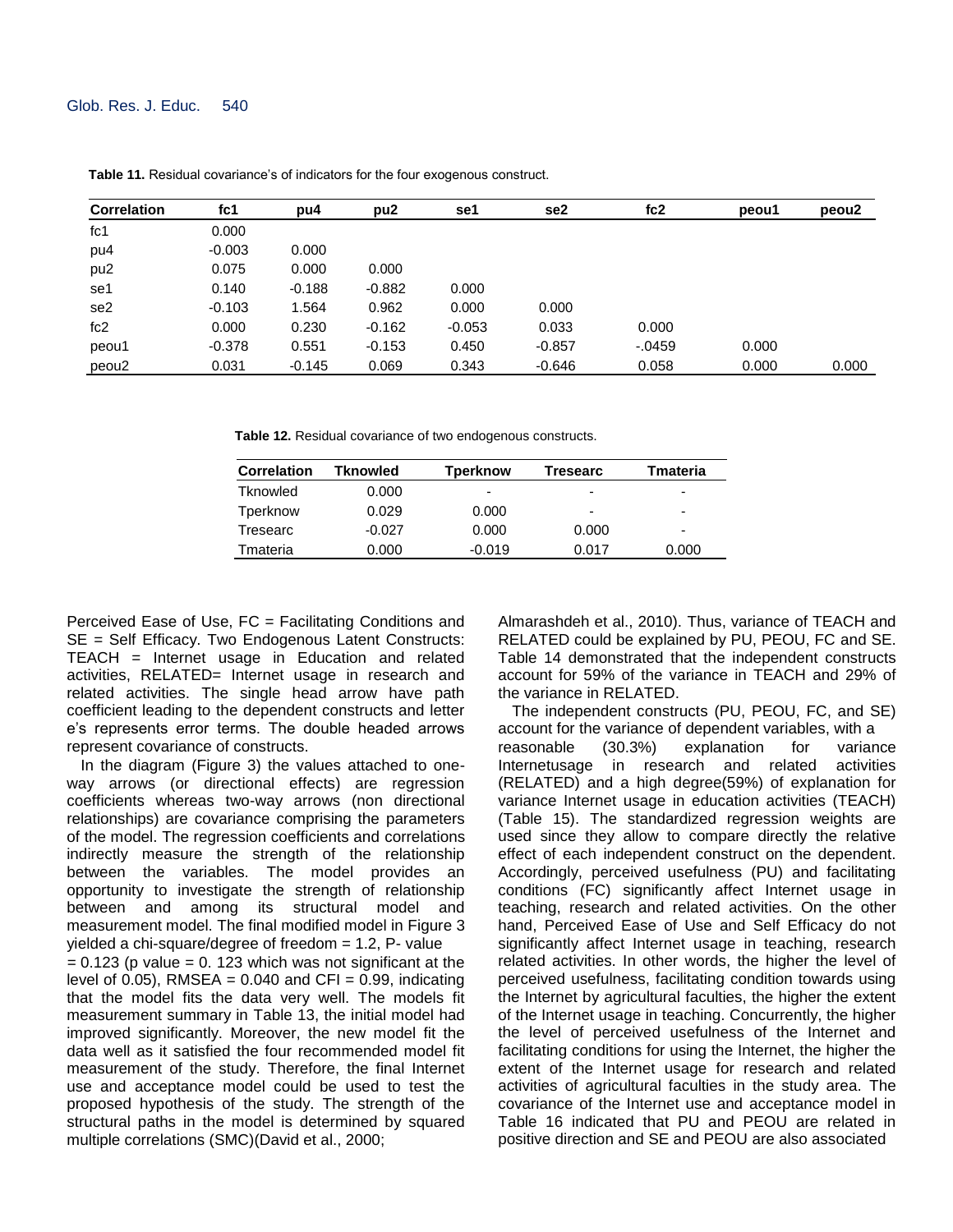**Table 11.** Residual covariance's of indicators for the four exogenous construct.

| Correlation | fc1 | pu4 | pu2 | se1 | se2 | fc2 | peou1 | peou2 |
|---|---|---|---|---|---|---|---|---|
| fc1 | 0.000 | | | | | | | |
| pu4 | -0.003 | 0.000 | | | | | | |
| pu2 | 0.075 | 0.000 | 0.000 | | | | | |
| se1 | 0.140 | -0.188 | -0.882 | 0.000 | | | | |
| se2 | -0.103 | 1.564 | 0.962 | 0.000 | 0.000 | | | |
| fc2 | 0.000 | 0.230 | -0.162 | -0.053 | 0.033 | 0.000 | | |
| peou1 | -0.378 | 0.551 | -0.153 | 0.450 | -0.857 | -.0459 | 0.000 | |
| peou2 | 0.031 | -0.145 | 0.069 | 0.343 | -0.646 | 0.058 | 0.000 | 0.000 |

**Table 12.** Residual covariance of two endogenous constructs.

| Correlation | Tknowled | Tperknow | Tresearc | Tmateria |
|---|---|---|---|---|
| Tknowled | 0.000 | - | - | - |
| Tperknow | 0.029 | 0.000 | - | - |
| Tresearc | -0.027 | 0.000 | 0.000 | - |
| Tmateria | 0.000 | -0.019 | 0.017 | 0.000 |

Perceived Ease of Use, FC = Facilitating Conditions and SE = Self Efficacy. Two Endogenous Latent Constructs: TEACH = Internet usage in Education and related activities, RELATED= Internet usage in research and related activities. The single head arrow have path coefficient leading to the dependent constructs and letter e's represents error terms. The double headed arrows represent covariance of constructs.

In the diagram (Figure 3) the values attached to one-way arrows (or directional effects) are regression coefficients whereas two-way arrows (non directional relationships) are covariance comprising the parameters of the model. The regression coefficients and correlations indirectly measure the strength of the relationship between the variables. The model provides an opportunity to investigate the strength of relationship between and among its structural model and measurement model. The final modified model in Figure 3 yielded a chi-square/degree of freedom = 1.2, P- value = 0.123 (p value = 0. 123 which was not significant at the level of 0.05), RMSEA = 0.040 and CFI = 0.99, indicating that the model fits the data very well. The models fit measurement summary in Table 13, the initial model had improved significantly. Moreover, the new model fit the data well as it satisfied the four recommended model fit measurement of the study. Therefore, the final Internet use and acceptance model could be used to test the proposed hypothesis of the study. The strength of the structural paths in the model is determined by squared multiple correlations (SMC)(David et al., 2000; Almarashdeh et al., 2010). Thus, variance of TEACH and RELATED could be explained by PU, PEOU, FC and SE. Table 14 demonstrated that the independent constructs account for 59% of the variance in TEACH and 29% of the variance in RELATED.

The independent constructs (PU, PEOU, FC, and SE) account for the variance of dependent variables, with a reasonable (30.3%) explanation for variance Internetusage in research and related activities (RELATED) and a high degree(59%) of explanation for variance Internet usage in education activities (TEACH) (Table 15). The standardized regression weights are used since they allow to compare directly the relative effect of each independent construct on the dependent. Accordingly, perceived usefulness (PU) and facilitating conditions (FC) significantly affect Internet usage in teaching, research and related activities. On the other hand, Perceived Ease of Use and Self Efficacy do not significantly affect Internet usage in teaching, research related activities. In other words, the higher the level of perceived usefulness, facilitating condition towards using the Internet by agricultural faculties, the higher the extent of the Internet usage in teaching. Concurrently, the higher the level of perceived usefulness of the Internet and facilitating conditions for using the Internet, the higher the extent of the Internet usage for research and related activities of agricultural faculties in the study area. The covariance of the Internet use and acceptance model in Table 16 indicated that PU and PEOU are related in positive direction and SE and PEOU are also associated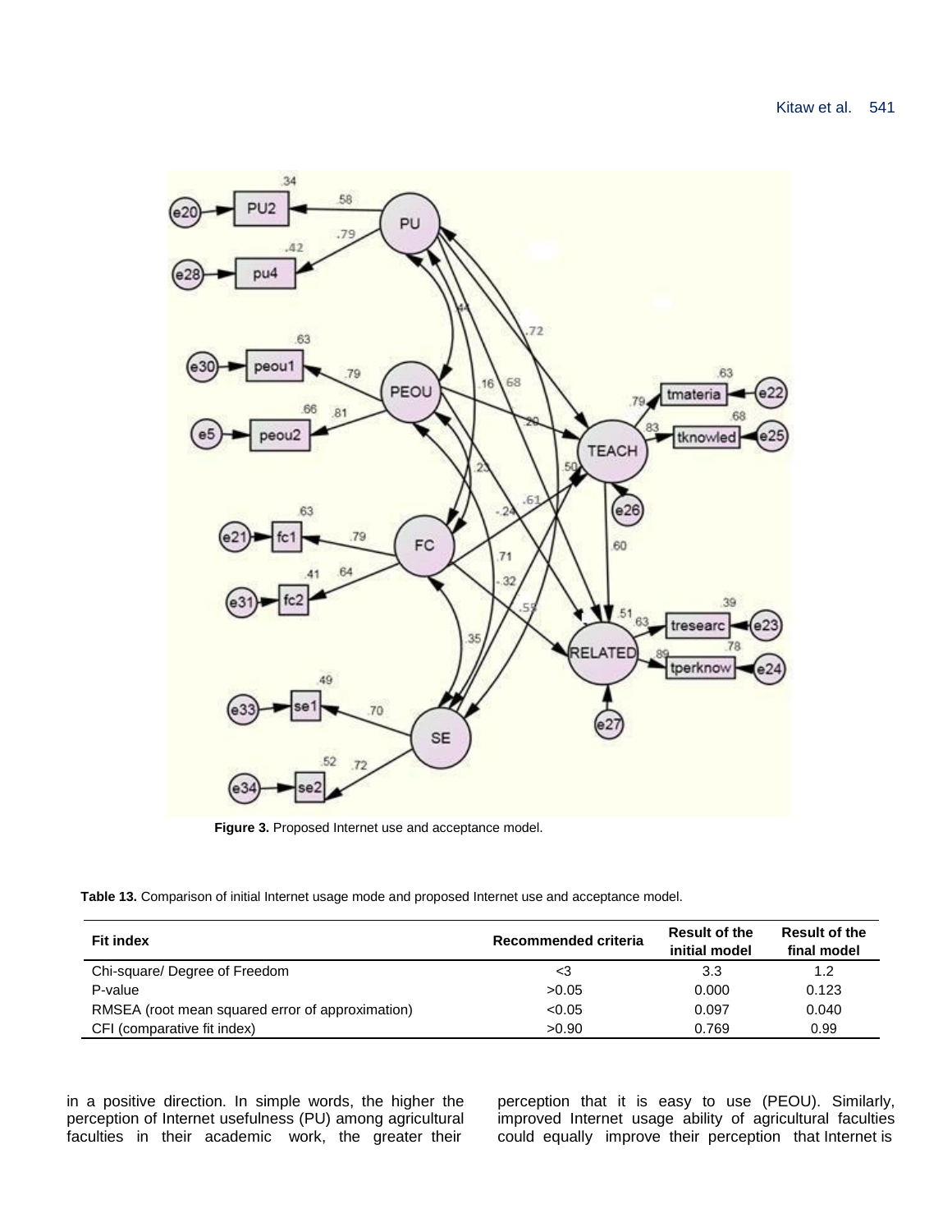**Figure 3.** Proposed Internet use and acceptance model.

**Table 13.** Comparison of initial Internet usage mode and proposed Internet use and acceptance model.

| Fit index | Recommended criteria | Result of the initial model | Result of the final model |
|---|---|---|---|
| Chi-square/ Degree of Freedom | <3 | 3.3 | 1.2 |
| P-value | >0.05 | 0.000 | 0.123 |
| RMSEA (root mean squared error of approximation) | <0.05 | 0.097 | 0.040 |
| CFI (comparative fit index) | >0.90 | 0.769 | 0.99 |

in a positive direction. In simple words, the higher the perception of Internet usefulness (PU) among agricultural faculties in their academic work, the greater their perception that it is easy to use (PEOU). Similarly, improved Internet usage ability of agricultural faculties could equally improve their perception that Internet is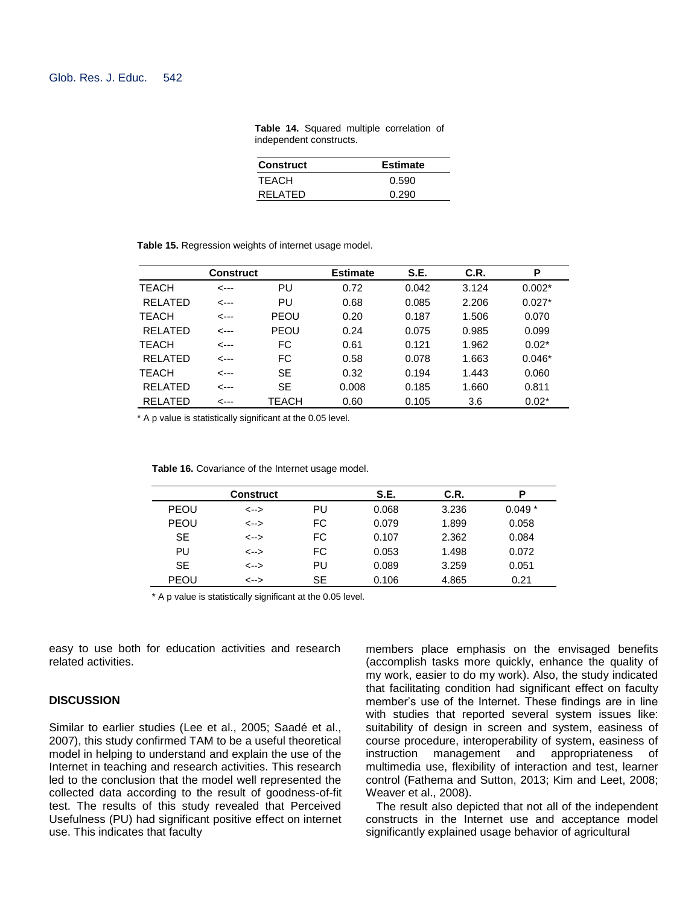**Table 14.** Squared multiple correlation of independent constructs.

| Construct | Estimate |
|---|---|
| TEACH | 0.590 |
| RELATED | 0.290 |

**Table 15.** Regression weights of internet usage model.

| Construct | | | Estimate | S.E. | C.R. | P |
|---|---|---|---|---|---|---|
| TEACH | <--- | PU | 0.72 | 0.042 | 3.124 | 0.002* |
| RELATED | <--- | PU | 0.68 | 0.085 | 2.206 | 0.027* |
| TEACH | <--- | PEOU | 0.20 | 0.187 | 1.506 | 0.070 |
| RELATED | <--- | PEOU | 0.24 | 0.075 | 0.985 | 0.099 |
| TEACH | <--- | FC | 0.61 | 0.121 | 1.962 | 0.02* |
| RELATED | <--- | FC | 0.58 | 0.078 | 1.663 | 0.046* |
| TEACH | <--- | SE | 0.32 | 0.194 | 1.443 | 0.060 |
| RELATED | <--- | SE | 0.008 | 0.185 | 1.660 | 0.811 |
| RELATED | <--- | TEACH | 0.60 | 0.105 | 3.6 | 0.02* |

* A p value is statistically significant at the 0.05 level.

**Table 16.** Covariance of the Internet usage model.

| Construct | | | S.E. | C.R. | P |
|---|---|---|---|---|---|
| PEOU | <--> | PU | 0.068 | 3.236 | 0.049 * |
| PEOU | <--> | FC | 0.079 | 1.899 | 0.058 |
| SE | <--> | FC | 0.107 | 2.362 | 0.084 |
| PU | <--> | FC | 0.053 | 1.498 | 0.072 |
| SE | <--> | PU | 0.089 | 3.259 | 0.051 |
| PEOU | <--> | SE | 0.106 | 4.865 | 0.21 |

* A p value is statistically significant at the 0.05 level.

easy to use both for education activities and research related activities.

## DISCUSSION

Similar to earlier studies (Lee et al., 2005; Saadé et al., 2007), this study confirmed TAM to be a useful theoretical model in helping to understand and explain the use of the Internet in teaching and research activities. This research led to the conclusion that the model well represented the collected data according to the result of goodness-of-fit test. The results of this study revealed that Perceived Usefulness (PU) had significant positive effect on internet use. This indicates that faculty members place emphasis on the envisaged benefits (accomplish tasks more quickly, enhance the quality of my work, easier to do my work). Also, the study indicated that facilitating condition had significant effect on faculty member's use of the Internet. These findings are in line with studies that reported several system issues like: suitability of design in screen and system, easiness of course procedure, interoperability of system, easiness of instruction management and appropriateness of multimedia use, flexibility of interaction and test, learner control (Fathema and Sutton, 2013; Kim and Leet, 2008; Weaver et al., 2008).

The result also depicted that not all of the independent constructs in the Internet use and acceptance model significantly explained usage behavior of agricultural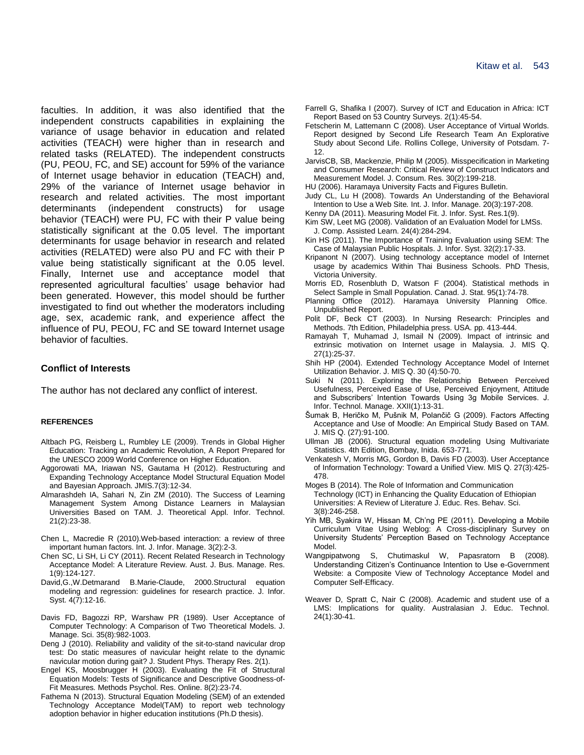faculties. In addition, it was also identified that the independent constructs capabilities in explaining the variance of usage behavior in education and related activities (TEACH) were higher than in research and related tasks (RELATED). The independent constructs (PU, PEOU, FC, and SE) account for 59% of the variance of Internet usage behavior in education (TEACH) and, 29% of the variance of Internet usage behavior in research and related activities. The most important determinants (independent constructs) for usage behavior (TEACH) were PU, FC with their P value being statistically significant at the 0.05 level. The important determinants for usage behavior in research and related activities (RELATED) were also PU and FC with their P value being statistically significant at the 0.05 level. Finally, Internet use and acceptance model that represented agricultural faculties' usage behavior had been generated. However, this model should be further investigated to find out whether the moderators including age, sex, academic rank, and experience affect the influence of PU, PEOU, FC and SE toward Internet usage behavior of faculties.

## Conflict of Interests

The author has not declared any conflict of interest.

## REFERENCES

Altbach PG, Reisberg L, Rumbley LE (2009). Trends in Global Higher Education: Tracking an Academic Revolution, A Report Prepared for the UNESCO 2009 World Conference on Higher Education.

Aggorowati MA, Iriawan NS, Gautama H (2012). Restructuring and Expanding Technology Acceptance Model Structural Equation Model and Bayesian Approach. JMIS.7(3):12-34.

Almarashdeh IA, Sahari N, Zin ZM (2010). The Success of Learning Management System Among Distance Learners in Malaysian Universities Based on TAM. J. Theoretical Appl. Infor. Technol. 21(2):23-38.

Chen L, Macredie R (2010).Web-based interaction: a review of three important human factors. Int. J. Infor. Manage. 3(2):2-3.

Chen SC, Li SH, Li CY (2011). Recent Related Research in Technology Acceptance Model: A Literature Review. Aust. J. Bus. Manage. Res. 1(9):124-127.

David,G.,W.Detmarand B.Marie-Claude, 2000.Structural equation modeling and regression: guidelines for research practice. J. Infor. Syst. 4(7):12-16.

Davis FD, Bagozzi RP, Warshaw PR (1989). User Acceptance of Computer Technology: A Comparison of Two Theoretical Models. J. Manage. Sci. 35(8):982-1003.

Deng J (2010). Reliability and validity of the sit-to-stand navicular drop test: Do static measures of navicular height relate to the dynamic navicular motion during gait? J. Student Phys. Therapy Res. 2(1).

Engel KS, Moosbrugger H (2003). Evaluating the Fit of Structural Equation Models: Tests of Significance and Descriptive Goodness-of-Fit Measures. Methods Psychol. Res. Online. 8(2):23-74.

Fathema N (2013). Structural Equation Modeling (SEM) of an extended Technology Acceptance Model(TAM) to report web technology adoption behavior in higher education institutions (Ph.D thesis).

Farrell G, Shafika I (2007). Survey of ICT and Education in Africa: ICT Report Based on 53 Country Surveys. 2(1):45-54.

Fetscherin M, Lattemann C (2008). User Acceptance of Virtual Worlds. Report designed by Second Life Research Team An Explorative Study about Second Life. Rollins College, University of Potsdam. 7-12.

JarvisCB, SB, Mackenzie, Philip M (2005). Misspecification in Marketing and Consumer Research: Critical Review of Construct Indicators and Measurement Model. J. Consum. Res. 30(2):199-218.

HU (2006). Haramaya University Facts and Figures Bulletin.

Judy CL, Lu H (2008). Towards An Understanding of the Behavioral Intention to Use a Web Site. Int. J. Infor. Manage. 20(3):197-208.

Kenny DA (2011). Measuring Model Fit. J. Infor. Syst. Res.1(9).

Kim SW, Leet MG (2008). Validation of an Evaluation Model for LMSs. J. Comp. Assisted Learn. 24(4):284-294.

Kin HS (2011). The Importance of Training Evaluation using SEM: The Case of Malaysian Public Hospitals. J. Infor. Syst. 32(2):17-33.

Kripanont N (2007). Using technology acceptance model of Internet usage by academics Within Thai Business Schools. PhD Thesis, Victoria University.

Morris ED, Rosenbluth D, Watson F (2004). Statistical methods in Select Sample in Small Population. Canad. J. Stat. 95(1):74-78.

Planning Office (2012). Haramaya University Planning Office. Unpublished Report.

Polit DF, Beck CT (2003). In Nursing Research: Principles and Methods. 7th Edition, Philadelphia press. USA. pp. 413-444.

Ramayah T, Muhamad J, Ismail N (2009). Impact of intrinsic and extrinsic motivation on Internet usage in Malaysia. J. MIS Q. 27(1):25-37.

Shih HP (2004). Extended Technology Acceptance Model of Internet Utilization Behavior. J. MIS Q. 30 (4):50-70.

Suki N (2011). Exploring the Relationship Between Perceived Usefulness, Perceived Ease of Use, Perceived Enjoyment, Attitude and Subscribers' Intention Towards Using 3g Mobile Services. J. Infor. Technol. Manage. XXII(1):13-31.

Šumak B, Heričko M, Pušnik M, Polančič G (2009). Factors Affecting Acceptance and Use of Moodle: An Empirical Study Based on TAM. J. MIS Q. (27):91-100.

Ullman JB (2006). Structural equation modeling Using Multivariate Statistics. 4th Edition, Bombay, Inida. 653-771.

Venkatesh V, Morris MG, Gordon B, Davis FD (2003). User Acceptance of Information Technology: Toward a Unified View. MIS Q. 27(3):425-478.

Moges B (2014). The Role of Information and Communication Technology (ICT) in Enhancing the Quality Education of Ethiopian Universities: A Review of Literature J. Educ. Res. Behav. Sci. 3(8):246-258.

Yih MB, Syakira W, Hissan M, Ch'ng PE (2011). Developing a Mobile Curriculum Vitae Using Weblog: A Cross-disciplinary Survey on University Students' Perception Based on Technology Acceptance Model.

Wangpipatwong S, Chutimaskul W, Papasratorn B (2008). Understanding Citizen's Continuance Intention to Use e-Government Website: a Composite View of Technology Acceptance Model and Computer Self-Efficacy.

Weaver D, Spratt C, Nair C (2008). Academic and student use of a LMS: Implications for quality. Australasian J. Educ. Technol. 24(1):30-41.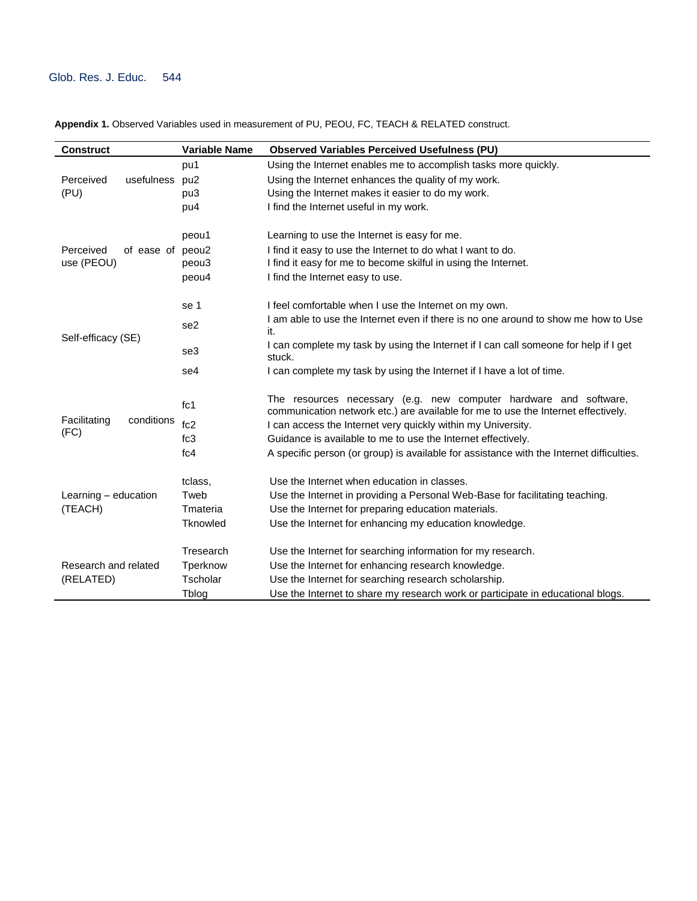**Appendix 1.** Observed Variables used in measurement of PU, PEOU, FC, TEACH & RELATED construct.

| Construct | Variable Name | Observed Variables Perceived Usefulness (PU) |
|---|---|---|
| Perceived usefulness (PU) | pu1 | Using the Internet enables me to accomplish tasks more quickly. |
| | pu2 | Using the Internet enhances the quality of my work. |
| | pu3 | Using the Internet makes it easier to do my work. |
| | pu4 | I find the Internet useful in my work. |
| Perceived of ease of use (PEOU) | peou1 | Learning to use the Internet is easy for me. |
| | peou2 | I find it easy to use the Internet to do what I want to do. |
| | peou3 | I find it easy for me to become skilful in using the Internet. |
| | peou4 | I find the Internet easy to use. |
| Self-efficacy (SE) | se 1 | I feel comfortable when I use the Internet on my own. |
| | se2 | I am able to use the Internet even if there is no one around to show me how to Use it. |
| | se3 | I can complete my task by using the Internet if I can call someone for help if I get stuck. |
| | se4 | I can complete my task by using the Internet if I have a lot of time. |
| Facilitating conditions (FC) | fc1 | The resources necessary (e.g. new computer hardware and software, communication network etc.) are available for me to use the Internet effectively. |
| | fc2 | I can access the Internet very quickly within my University. |
| | fc3 | Guidance is available to me to use the Internet effectively. |
| | fc4 | A specific person (or group) is available for assistance with the Internet difficulties. |
| Learning – education (TEACH) | tclass, | Use the Internet when education in classes. |
| | Tweb | Use the Internet in providing a Personal Web-Base for facilitating teaching. |
| | Tmateria | Use the Internet for preparing education materials. |
| | Tknowled | Use the Internet for enhancing my education knowledge. |
| Research and related (RELATED) | Tresearch | Use the Internet for searching information for my research. |
| | Tperknow | Use the Internet for enhancing research knowledge. |
| | Tscholar | Use the Internet for searching research scholarship. |
| | Tblog | Use the Internet to share my research work or participate in educational blogs. |